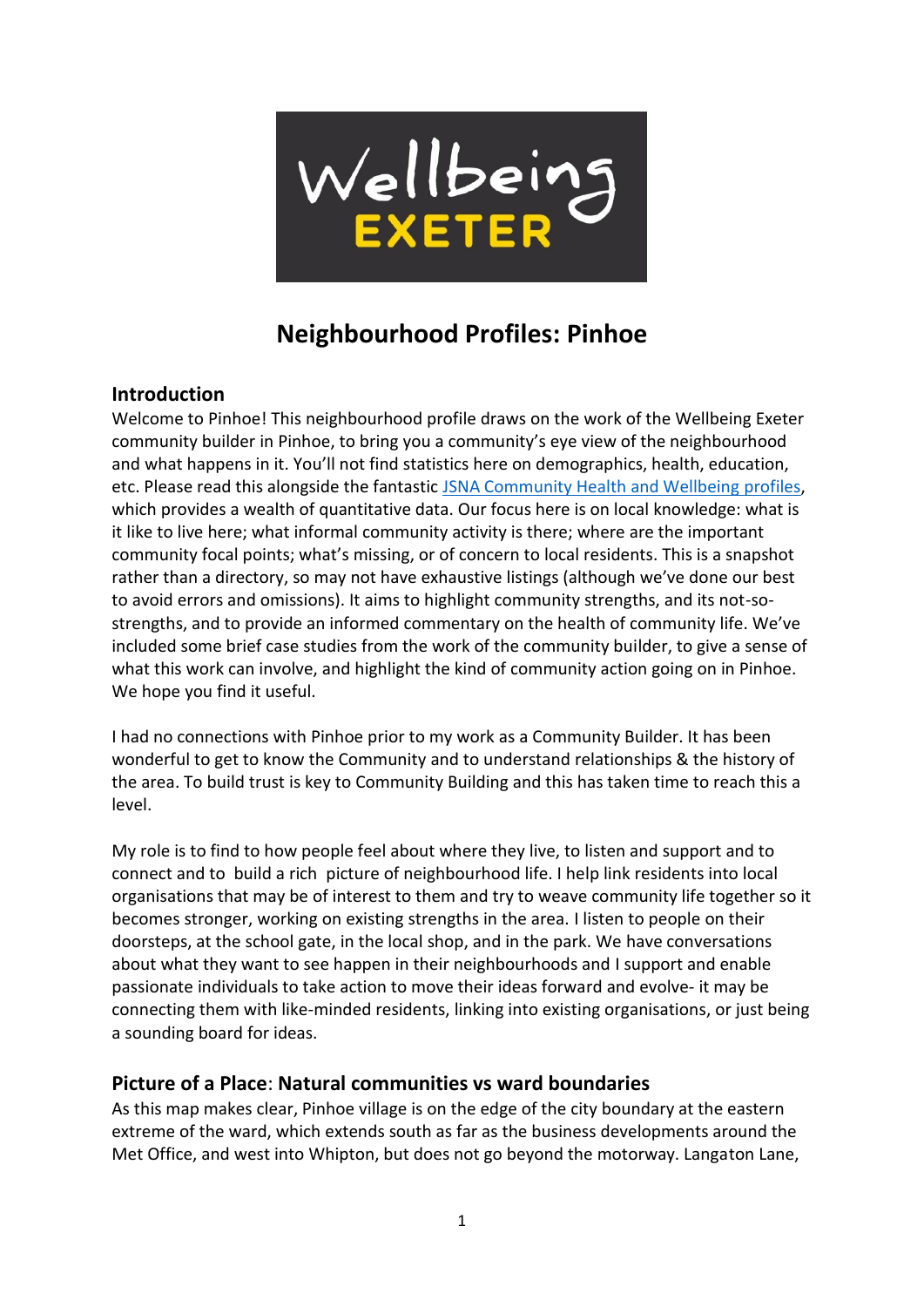Wellbeing EXETER

# Neighbourhood Profiles: Pinhoe

## Introduction

Welcome to Pinhoe! This neighbourhood profile draws on the work of the Wellbeing Exeter community builder in Pinhoe, to bring you a community's eye view of the neighbourhood and what happens in it. You'll not find statistics here on demographics, health, education, etc. Please read this alongside the fantastic [JSNA Community Health and Wellbeing profiles](), which provides a wealth of quantitative data. Our focus here is on local knowledge: what is it like to live here; what informal community activity is there; where are the important community focal points; what's missing, or of concern to local residents. This is a snapshot rather than a directory, so may not have exhaustive listings (although we've done our best to avoid errors and omissions). It aims to highlight community strengths, and its not-so-strengths, and to provide an informed commentary on the health of community life. We've included some brief case studies from the work of the community builder, to give a sense of what this work can involve, and highlight the kind of community action going on in Pinhoe. We hope you find it useful.

I had no connections with Pinhoe prior to my work as a Community Builder. It has been wonderful to get to know the Community and to understand relationships & the history of the area. To build trust is key to Community Building and this has taken time to reach this a level.

My role is to find to how people feel about where they live, to listen and support and to connect and to build a rich picture of neighbourhood life. I help link residents into local organisations that may be of interest to them and try to weave community life together so it becomes stronger, working on existing strengths in the area. I listen to people on their doorsteps, at the school gate, in the local shop, and in the park. We have conversations about what they want to see happen in their neighbourhoods and I support and enable passionate individuals to take action to move their ideas forward and evolve- it may be connecting them with like-minded residents, linking into existing organisations, or just being a sounding board for ideas.

## Picture of a Place: Natural communities vs ward boundaries

As this map makes clear, Pinhoe village is on the edge of the city boundary at the eastern extreme of the ward, which extends south as far as the business developments around the Met Office, and west into Whipton, but does not go beyond the motorway. Langaton Lane,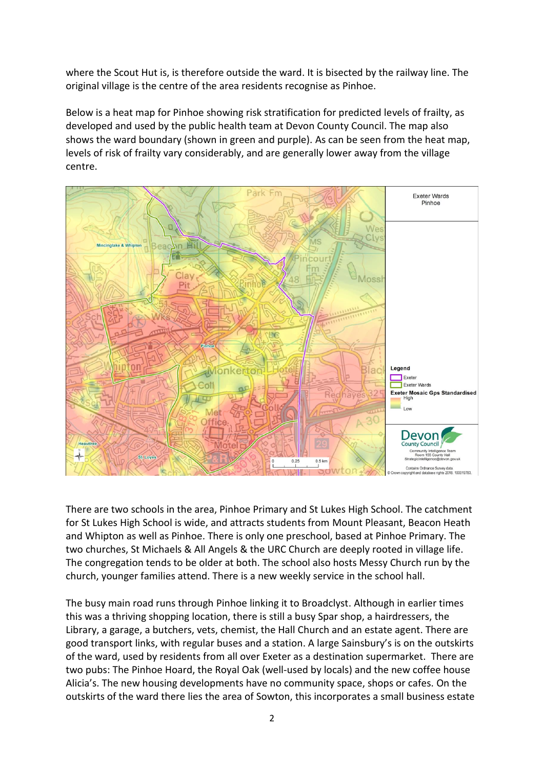where the Scout Hut is, is therefore outside the ward. It is bisected by the railway line. The original village is the centre of the area residents recognise as Pinhoe.

Below is a heat map for Pinhoe showing risk stratification for predicted levels of frailty, as developed and used by the public health team at Devon County Council. The map also shows the ward boundary (shown in green and purple). As can be seen from the heat map, levels of risk of frailty vary considerably, and are generally lower away from the village centre.

There are two schools in the area, Pinhoe Primary and St Lukes High School. The catchment for St Lukes High School is wide, and attracts students from Mount Pleasant, Beacon Heath and Whipton as well as Pinhoe. There is only one preschool, based at Pinhoe Primary. The two churches, St Michaels & All Angels & the URC Church are deeply rooted in village life. The congregation tends to be older at both. The school also hosts Messy Church run by the church, younger families attend. There is a new weekly service in the school hall.

The busy main road runs through Pinhoe linking it to Broadclyst. Although in earlier times this was a thriving shopping location, there is still a busy Spar shop, a hairdressers, the Library, a garage, a butchers, vets, chemist, the Hall Church and an estate agent. There are good transport links, with regular buses and a station. A large Sainsbury's is on the outskirts of the ward, used by residents from all over Exeter as a destination supermarket. There are two pubs: The Pinhoe Hoard, the Royal Oak (well-used by locals) and the new coffee house Alicia's. The new housing developments have no community space, shops or cafes. On the outskirts of the ward there lies the area of Sowton, this incorporates a small business estate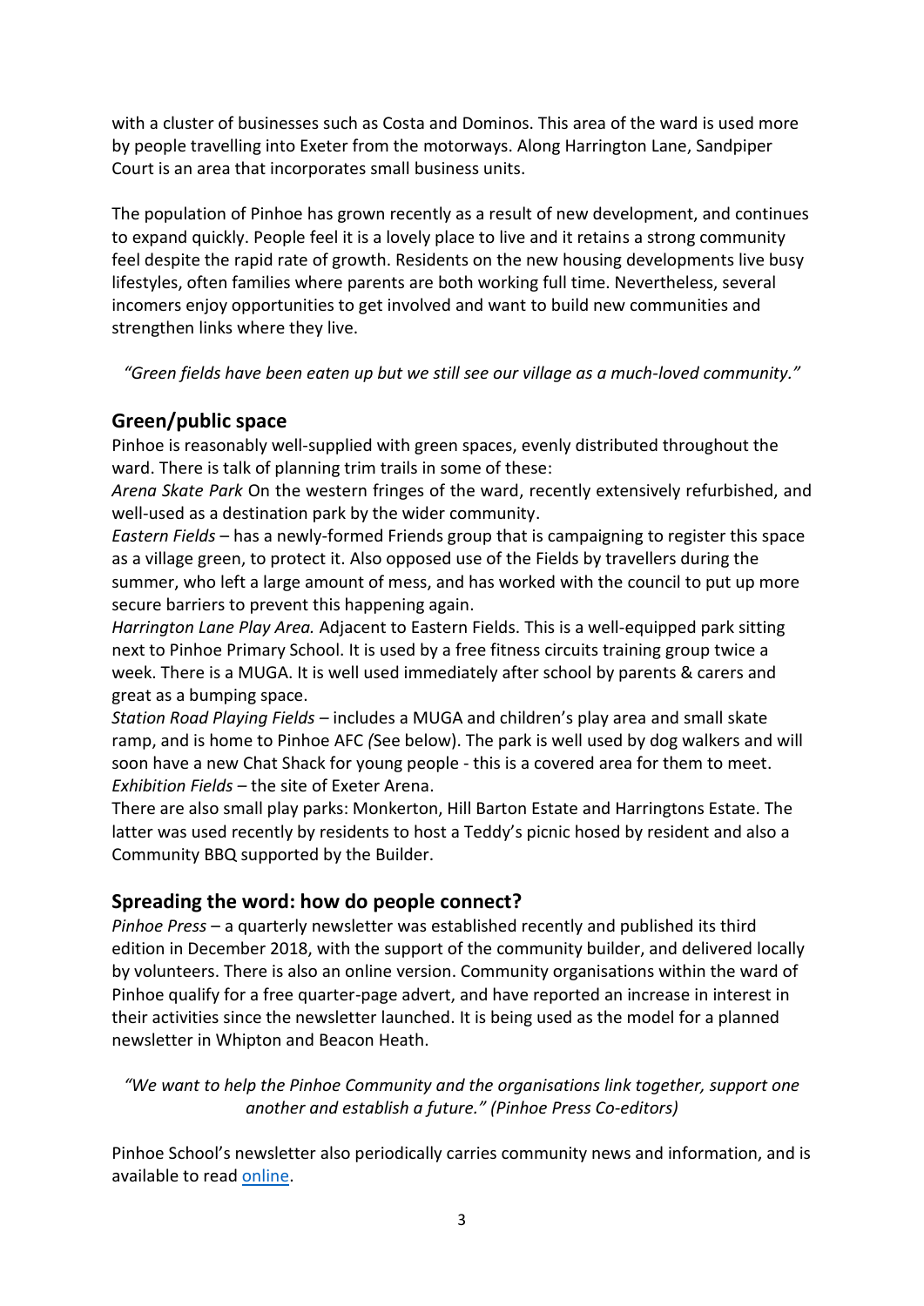with a cluster of businesses such as Costa and Dominos. This area of the ward is used more by people travelling into Exeter from the motorways. Along Harrington Lane, Sandpiper Court is an area that incorporates small business units.

The population of Pinhoe has grown recently as a result of new development, and continues to expand quickly. People feel it is a lovely place to live and it retains a strong community feel despite the rapid rate of growth. Residents on the new housing developments live busy lifestyles, often families where parents are both working full time. Nevertheless, several incomers enjoy opportunities to get involved and want to build new communities and strengthen links where they live.

*"Green fields have been eaten up but we still see our village as a much-loved community."*

## Green/public space

Pinhoe is reasonably well-supplied with green spaces, evenly distributed throughout the ward. There is talk of planning trim trails in some of these:

*Arena Skate Park* On the western fringes of the ward, recently extensively refurbished, and well-used as a destination park by the wider community.

*Eastern Fields* – has a newly-formed Friends group that is campaigning to register this space as a village green, to protect it. Also opposed use of the Fields by travellers during the summer, who left a large amount of mess, and has worked with the council to put up more secure barriers to prevent this happening again.

*Harrington Lane Play Area.* Adjacent to Eastern Fields. This is a well-equipped park sitting next to Pinhoe Primary School. It is used by a free fitness circuits training group twice a week. There is a MUGA. It is well used immediately after school by parents & carers and great as a bumping space.

*Station Road Playing Fields* – includes a MUGA and children's play area and small skate ramp, and is home to Pinhoe AFC *(*See below). The park is well used by dog walkers and will soon have a new Chat Shack for young people - this is a covered area for them to meet.

*Exhibition Fields* – the site of Exeter Arena.

There are also small play parks: Monkerton, Hill Barton Estate and Harringtons Estate. The latter was used recently by residents to host a Teddy's picnic hosed by resident and also a Community BBQ supported by the Builder.

## Spreading the word: how do people connect?

*Pinhoe Press* – a quarterly newsletter was established recently and published its third edition in December 2018, with the support of the community builder, and delivered locally by volunteers. There is also an online version. Community organisations within the ward of Pinhoe qualify for a free quarter-page advert, and have reported an increase in interest in their activities since the newsletter launched. It is being used as the model for a planned newsletter in Whipton and Beacon Heath.

*"We want to help the Pinhoe Community and the organisations link together, support one another and establish a future." (Pinhoe Press Co-editors)*

Pinhoe School's newsletter also periodically carries community news and information, and is available to read online.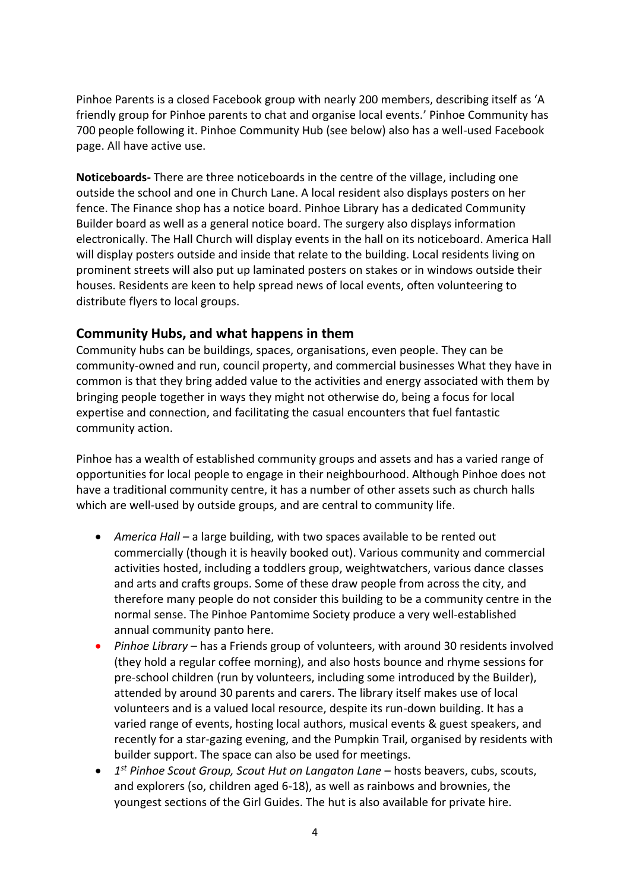Pinhoe Parents is a closed Facebook group with nearly 200 members, describing itself as 'A friendly group for Pinhoe parents to chat and organise local events.' Pinhoe Community has 700 people following it. Pinhoe Community Hub (see below) also has a well-used Facebook page. All have active use.

**Noticeboards-** There are three noticeboards in the centre of the village, including one outside the school and one in Church Lane. A local resident also displays posters on her fence. The Finance shop has a notice board. Pinhoe Library has a dedicated Community Builder board as well as a general notice board. The surgery also displays information electronically. The Hall Church will display events in the hall on its noticeboard. America Hall will display posters outside and inside that relate to the building. Local residents living on prominent streets will also put up laminated posters on stakes or in windows outside their houses. Residents are keen to help spread news of local events, often volunteering to distribute flyers to local groups.

## Community Hubs, and what happens in them

Community hubs can be buildings, spaces, organisations, even people. They can be community-owned and run, council property, and commercial businesses What they have in common is that they bring added value to the activities and energy associated with them by bringing people together in ways they might not otherwise do, being a focus for local expertise and connection, and facilitating the casual encounters that fuel fantastic community action.

Pinhoe has a wealth of established community groups and assets and has a varied range of opportunities for local people to engage in their neighbourhood. Although Pinhoe does not have a traditional community centre, it has a number of other assets such as church halls which are well-used by outside groups, and are central to community life.

- *America Hall* – a large building, with two spaces available to be rented out commercially (though it is heavily booked out). Various community and commercial activities hosted, including a toddlers group, weightwatchers, various dance classes and arts and crafts groups. Some of these draw people from across the city, and therefore many people do not consider this building to be a community centre in the normal sense. The Pinhoe Pantomime Society produce a very well-established annual community panto here.
- *Pinhoe Library* – has a Friends group of volunteers, with around 30 residents involved (they hold a regular coffee morning), and also hosts bounce and rhyme sessions for pre-school children (run by volunteers, including some introduced by the Builder), attended by around 30 parents and carers. The library itself makes use of local volunteers and is a valued local resource, despite its run-down building. It has a varied range of events, hosting local authors, musical events & guest speakers, and recently for a star-gazing evening, and the Pumpkin Trail, organised by residents with builder support. The space can also be used for meetings.
- *1st Pinhoe Scout Group, Scout Hut on Langaton Lane* – hosts beavers, cubs, scouts, and explorers (so, children aged 6-18), as well as rainbows and brownies, the youngest sections of the Girl Guides. The hut is also available for private hire.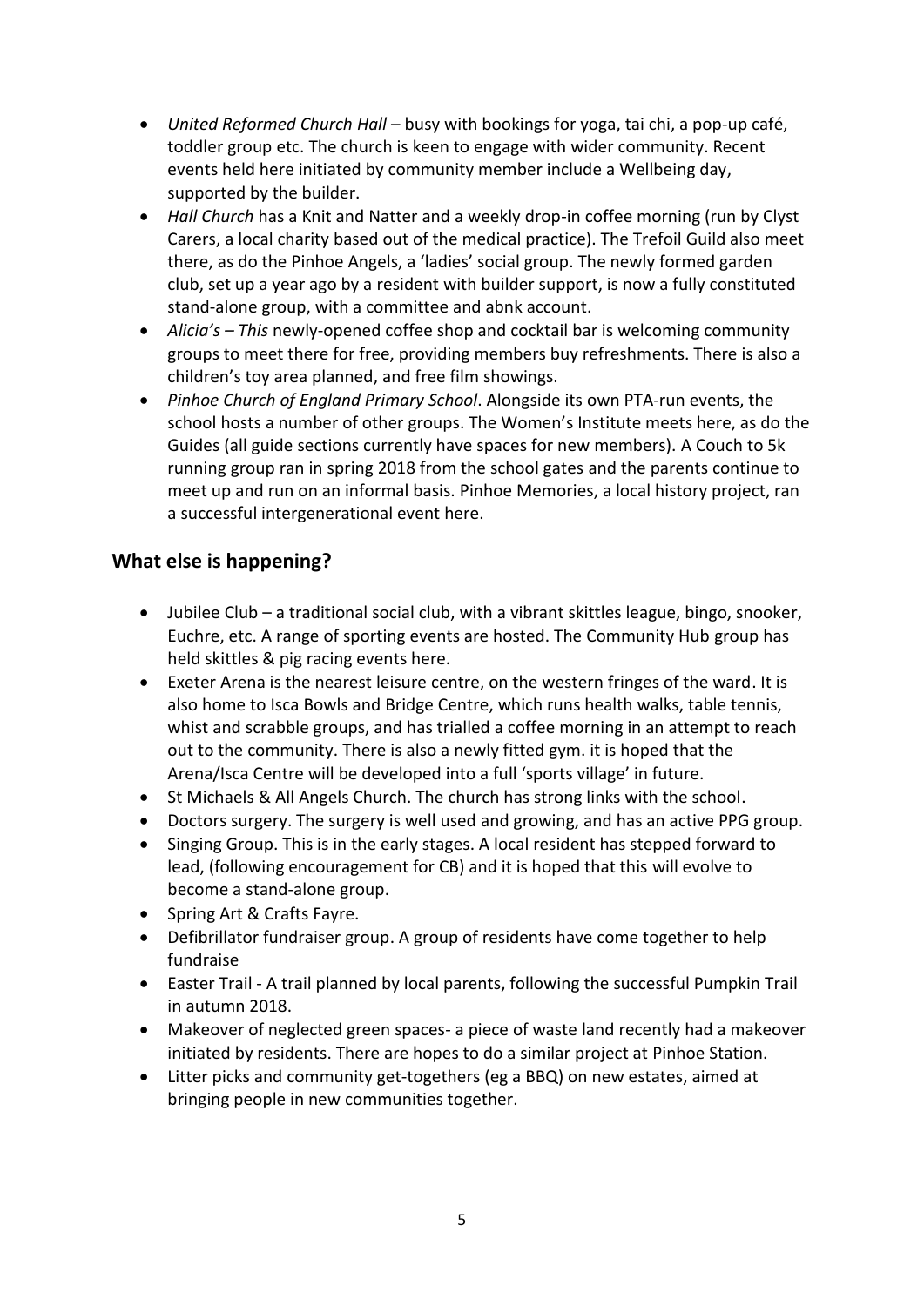- *United Reformed Church Hall* – busy with bookings for yoga, tai chi, a pop-up café, toddler group etc. The church is keen to engage with wider community. Recent events held here initiated by community member include a Wellbeing day, supported by the builder.
- *Hall Church* has a Knit and Natter and a weekly drop-in coffee morning (run by Clyst Carers, a local charity based out of the medical practice). The Trefoil Guild also meet there, as do the Pinhoe Angels, a 'ladies' social group. The newly formed garden club, set up a year ago by a resident with builder support, is now a fully constituted stand-alone group, with a committee and abnk account.
- *Alicia's – This* newly-opened coffee shop and cocktail bar is welcoming community groups to meet there for free, providing members buy refreshments. There is also a children's toy area planned, and free film showings.
- *Pinhoe Church of England Primary School*. Alongside its own PTA-run events, the school hosts a number of other groups. The Women's Institute meets here, as do the Guides (all guide sections currently have spaces for new members). A Couch to 5k running group ran in spring 2018 from the school gates and the parents continue to meet up and run on an informal basis. Pinhoe Memories, a local history project, ran a successful intergenerational event here.

## What else is happening?

- Jubilee Club – a traditional social club, with a vibrant skittles league, bingo, snooker, Euchre, etc. A range of sporting events are hosted. The Community Hub group has held skittles & pig racing events here.
- Exeter Arena is the nearest leisure centre, on the western fringes of the ward. It is also home to Isca Bowls and Bridge Centre, which runs health walks, table tennis, whist and scrabble groups, and has trialled a coffee morning in an attempt to reach out to the community. There is also a newly fitted gym. it is hoped that the Arena/Isca Centre will be developed into a full 'sports village' in future.
- St Michaels & All Angels Church. The church has strong links with the school.
- Doctors surgery. The surgery is well used and growing, and has an active PPG group.
- Singing Group. This is in the early stages. A local resident has stepped forward to lead, (following encouragement for CB) and it is hoped that this will evolve to become a stand-alone group.
- Spring Art & Crafts Fayre.
- Defibrillator fundraiser group. A group of residents have come together to help fundraise
- Easter Trail - A trail planned by local parents, following the successful Pumpkin Trail in autumn 2018.
- Makeover of neglected green spaces- a piece of waste land recently had a makeover initiated by residents. There are hopes to do a similar project at Pinhoe Station.
- Litter picks and community get-togethers (eg a BBQ) on new estates, aimed at bringing people in new communities together.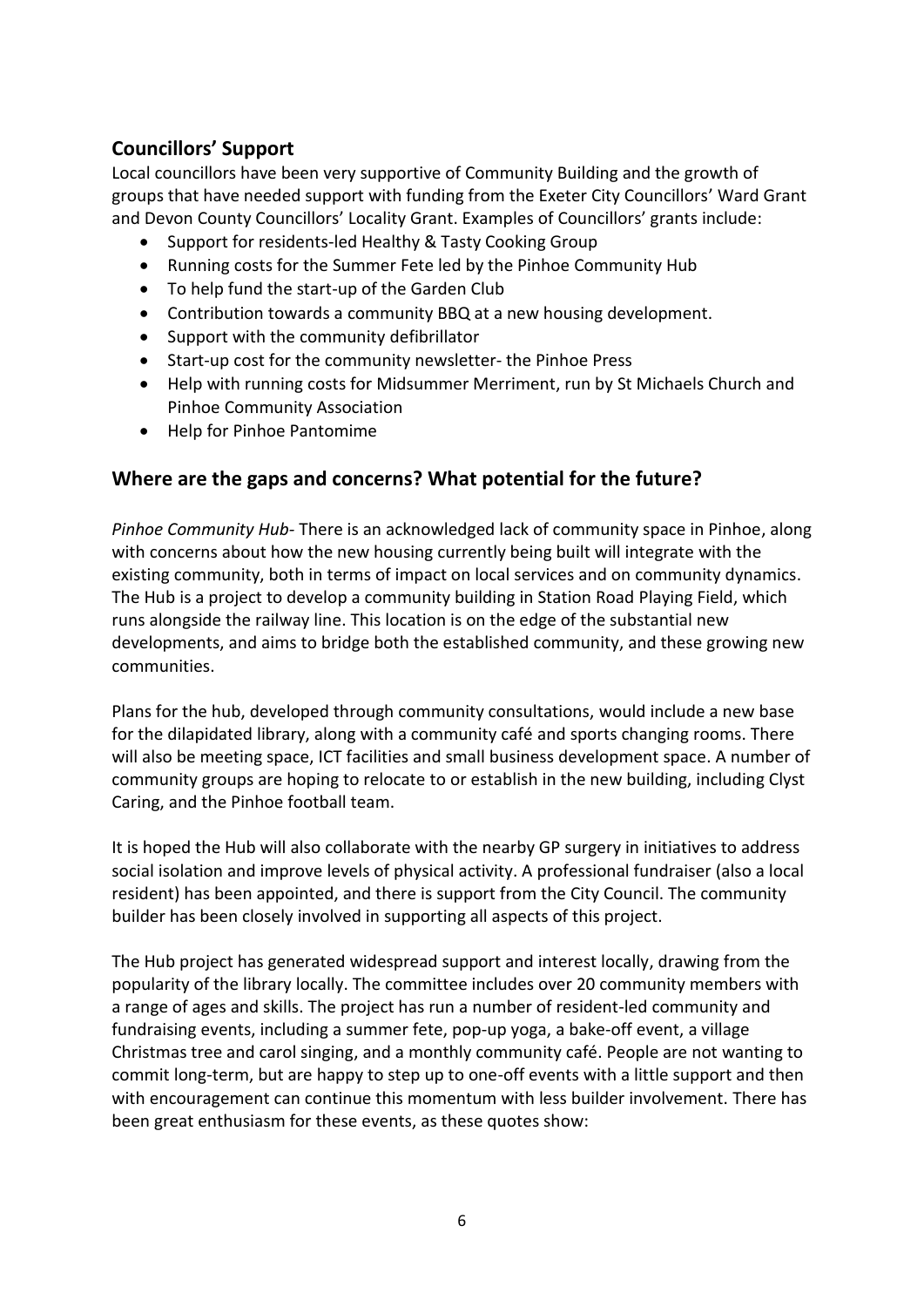## Councillors' Support

Local councillors have been very supportive of Community Building and the growth of groups that have needed support with funding from the Exeter City Councillors' Ward Grant and Devon County Councillors' Locality Grant. Examples of Councillors' grants include:

- Support for residents-led Healthy & Tasty Cooking Group
- Running costs for the Summer Fete led by the Pinhoe Community Hub
- To help fund the start-up of the Garden Club
- Contribution towards a community BBQ at a new housing development.
- Support with the community defibrillator
- Start-up cost for the community newsletter- the Pinhoe Press
- Help with running costs for Midsummer Merriment, run by St Michaels Church and Pinhoe Community Association
- Help for Pinhoe Pantomime

## Where are the gaps and concerns? What potential for the future?

*Pinhoe Community Hub*- There is an acknowledged lack of community space in Pinhoe, along with concerns about how the new housing currently being built will integrate with the existing community, both in terms of impact on local services and on community dynamics. The Hub is a project to develop a community building in Station Road Playing Field, which runs alongside the railway line. This location is on the edge of the substantial new developments, and aims to bridge both the established community, and these growing new communities.

Plans for the hub, developed through community consultations, would include a new base for the dilapidated library, along with a community café and sports changing rooms. There will also be meeting space, ICT facilities and small business development space. A number of community groups are hoping to relocate to or establish in the new building, including Clyst Caring, and the Pinhoe football team.

It is hoped the Hub will also collaborate with the nearby GP surgery in initiatives to address social isolation and improve levels of physical activity. A professional fundraiser (also a local resident) has been appointed, and there is support from the City Council. The community builder has been closely involved in supporting all aspects of this project.

The Hub project has generated widespread support and interest locally, drawing from the popularity of the library locally. The committee includes over 20 community members with a range of ages and skills. The project has run a number of resident-led community and fundraising events, including a summer fete, pop-up yoga, a bake-off event, a village Christmas tree and carol singing, and a monthly community café. People are not wanting to commit long-term, but are happy to step up to one-off events with a little support and then with encouragement can continue this momentum with less builder involvement. There has been great enthusiasm for these events, as these quotes show: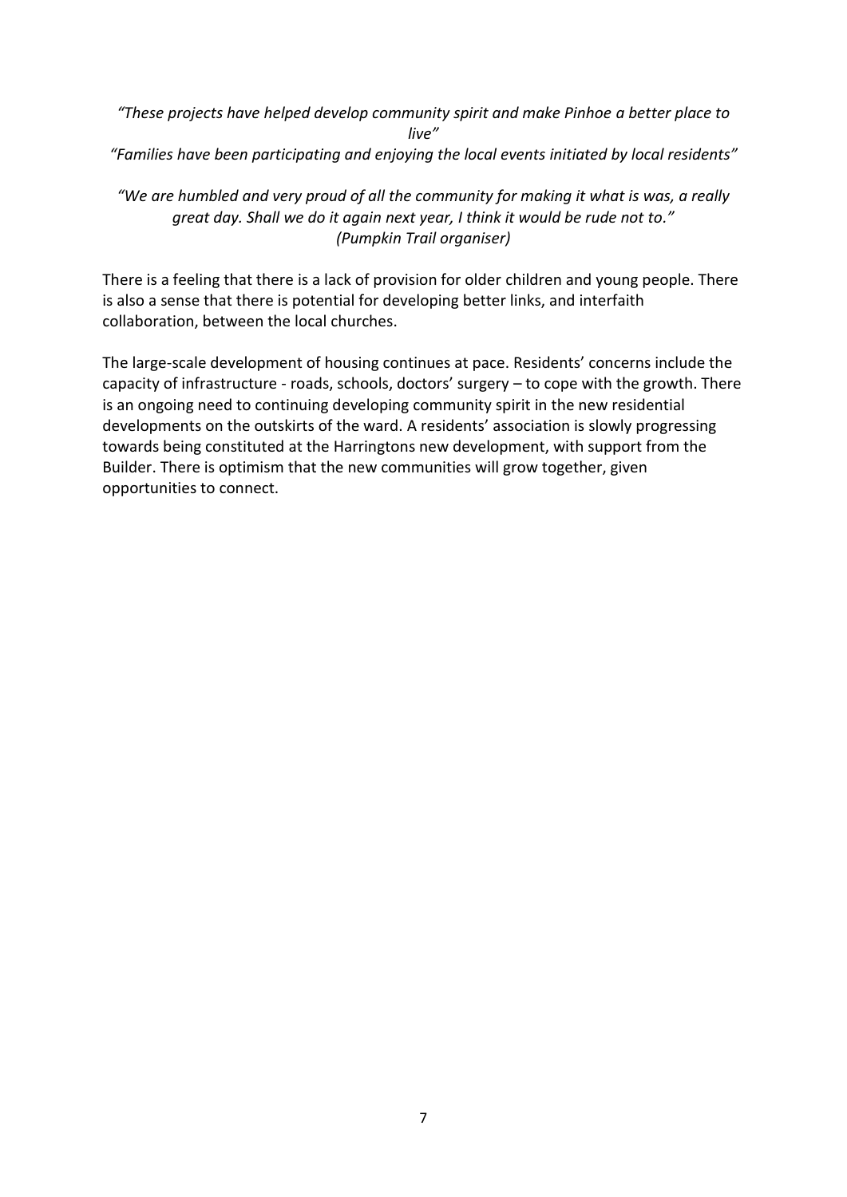*"These projects have helped develop community spirit and make Pinhoe a better place to live"*

*"Families have been participating and enjoying the local events initiated by local residents"*

*"We are humbled and very proud of all the community for making it what is was, a really great day. Shall we do it again next year, I think it would be rude not to." (Pumpkin Trail organiser)*

There is a feeling that there is a lack of provision for older children and young people. There is also a sense that there is potential for developing better links, and interfaith collaboration, between the local churches.

The large-scale development of housing continues at pace. Residents' concerns include the capacity of infrastructure - roads, schools, doctors' surgery – to cope with the growth. There is an ongoing need to continuing developing community spirit in the new residential developments on the outskirts of the ward. A residents' association is slowly progressing towards being constituted at the Harringtons new development, with support from the Builder. There is optimism that the new communities will grow together, given opportunities to connect.